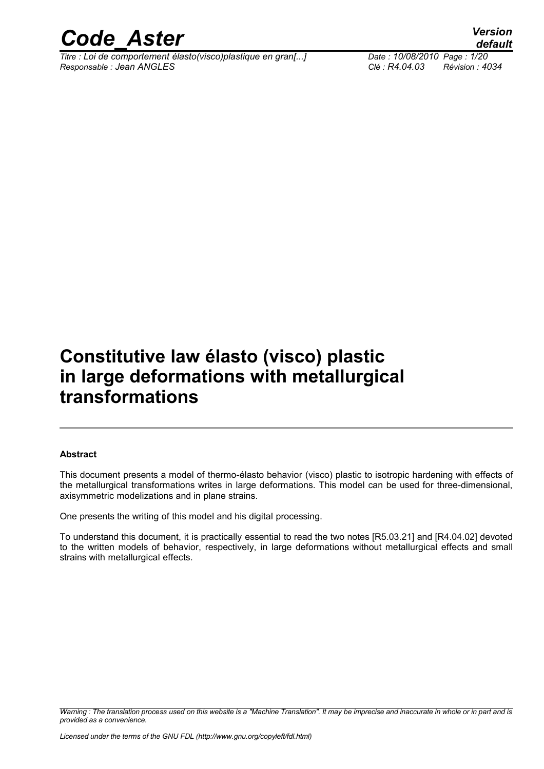# Constitutive law élasto (visco) plastic in large deformations with metallurgical transformations

**Abstract**

This document presents a model of thermo-élasto behavior (visco) plastic to isotropic hardening with effects of the metallurgical transformations writes in large deformations. This model can be used for three-dimensional, axisymmetric modelizations and in plane strains.

One presents the writing of this model and his digital processing.

To understand this document, it is practically essential to read the two notes [R5.03.21] and [R4.04.02] devoted to the written models of behavior, respectively, in large deformations without metallurgical effects and small strains with metallurgical effects.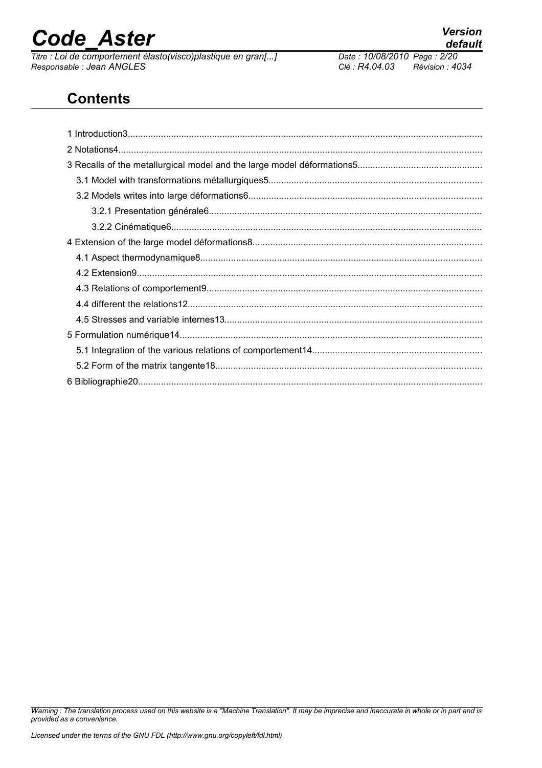## Contents

1 Introduction3
2 Notations4
3 Recalls of the metallurgical model and the large model déformations5
- 3.1 Model with transformations métallurgiques5
- 3.2 Models writes into large déformations6
  - 3.2.1 Presentation générale6
  - 3.2.2 Cinématique6

4 Extension of the large model déformations8
- 4.1 Aspect thermodynamique8
- 4.2 Extension9
- 4.3 Relations of comportement9
- 4.4 different the relations12
- 4.5 Stresses and variable internes13

5 Formulation numérique14
- 5.1 Integration of the various relations of comportement14
- 5.2 Form of the matrix tangente18

6 Bibliographie20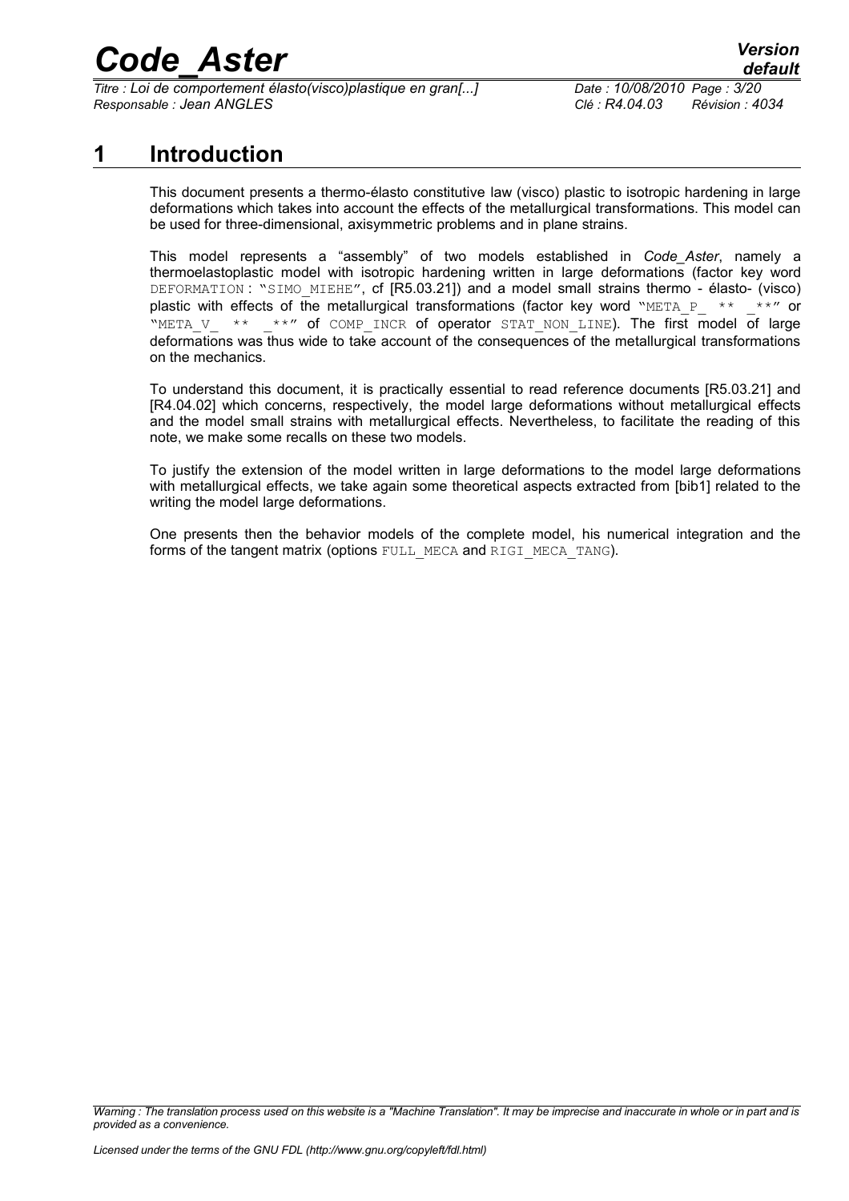# 1 Introduction

This document presents a thermo-élasto constitutive law (visco) plastic to isotropic hardening in large deformations which takes into account the effects of the metallurgical transformations. This model can be used for three-dimensional, axisymmetric problems and in plane strains.

This model represents a "assembly" of two models established in *Code_Aster*, namely a thermoelastoplastic model with isotropic hardening written in large deformations (factor key word DEFORMATION : "SIMO_MIEHE", cf [R5.03.21]) and a model small strains thermo - élasto- (visco) plastic with effects of the metallurgical transformations (factor key word "META_P_ ** _**" or "META_V_ ** _**" of COMP_INCR of operator STAT_NON_LINE). The first model of large deformations was thus wide to take account of the consequences of the metallurgical transformations on the mechanics.

To understand this document, it is practically essential to read reference documents [R5.03.21] and [R4.04.02] which concerns, respectively, the model large deformations without metallurgical effects and the model small strains with metallurgical effects. Nevertheless, to facilitate the reading of this note, we make some recalls on these two models.

To justify the extension of the model written in large deformations to the model large deformations with metallurgical effects, we take again some theoretical aspects extracted from [bib1] related to the writing the model large deformations.

One presents then the behavior models of the complete model, his numerical integration and the forms of the tangent matrix (options FULL_MECA and RIGI_MECA_TANG).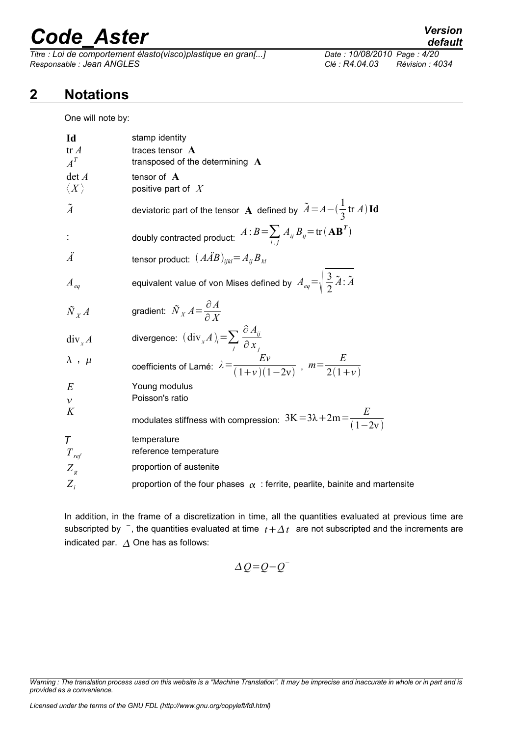## 2 Notations

One will note by:

| | |
|---|---|
| **Id** | stamp identity |
| $\mathrm{tr}\, A$ | traces tensor $\mathbf{A}$ |
| $A^T$ | transposed of the determining $\mathbf{A}$ |
| $\det A$ | tensor of $\mathbf{A}$ |
| $\langle X \rangle$ | positive part of $X$ |
| $\tilde{A}$ | deviatoric part of the tensor $\mathbf{A}$ defined by $\tilde{A}=A-(\frac{1}{3}\mathrm{tr}\, A)\mathbf{Id}$ |
| : | doubly contracted product: $A:B=\sum_{i,j} A_{ij} B_{ij}=\mathrm{tr}(\mathbf{A}\mathbf{B}^T)$ |
| $\ddot{A}$ | tensor product: $(A\ddot{A}B)_{ijkl}=A_{ij}B_{kl}$ |
| $A_{eq}$ | equivalent value of von Mises defined by $A_{eq}=\sqrt{\frac{3}{2}\tilde{A}:\tilde{A}}$ |
| $\tilde{N}_X A$ | gradient: $\tilde{N}_X A=\frac{\partial A}{\partial X}$ |
| $\mathrm{div}_x A$ | divergence: $(\mathrm{div}_x A)_i=\sum_j \frac{\partial A_{ij}}{\partial x_j}$ |
| $\lambda$ , $\mu$ | coefficients of Lamé: $\lambda=\frac{E\nu}{(1+\nu)(1-2\nu)}$ , $m=\frac{E}{2(1+\nu)}$ |
| $E$ | Young modulus |
| $\nu$ | Poisson's ratio |
| $K$ | modulates stiffness with compression: $3\mathrm{K}=3\lambda+2\mathrm{m}=\frac{E}{(1-2\nu)}$ |
| $T$ | temperature |
| $T_{ref}$ | reference temperature |
| $Z_g$ | proportion of austenite |
| $Z_i$ | proportion of the four phases $\alpha$ : ferrite, pearlite, bainite and martensite |

In addition, in the frame of a discretization in time, all the quantities evaluated at previous time are subscripted by $^-$, the quantities evaluated at time $t+\Delta t$ are not subscripted and the increments are indicated par. $\Delta$ One has as follows:

$$\Delta Q=Q-Q^-$$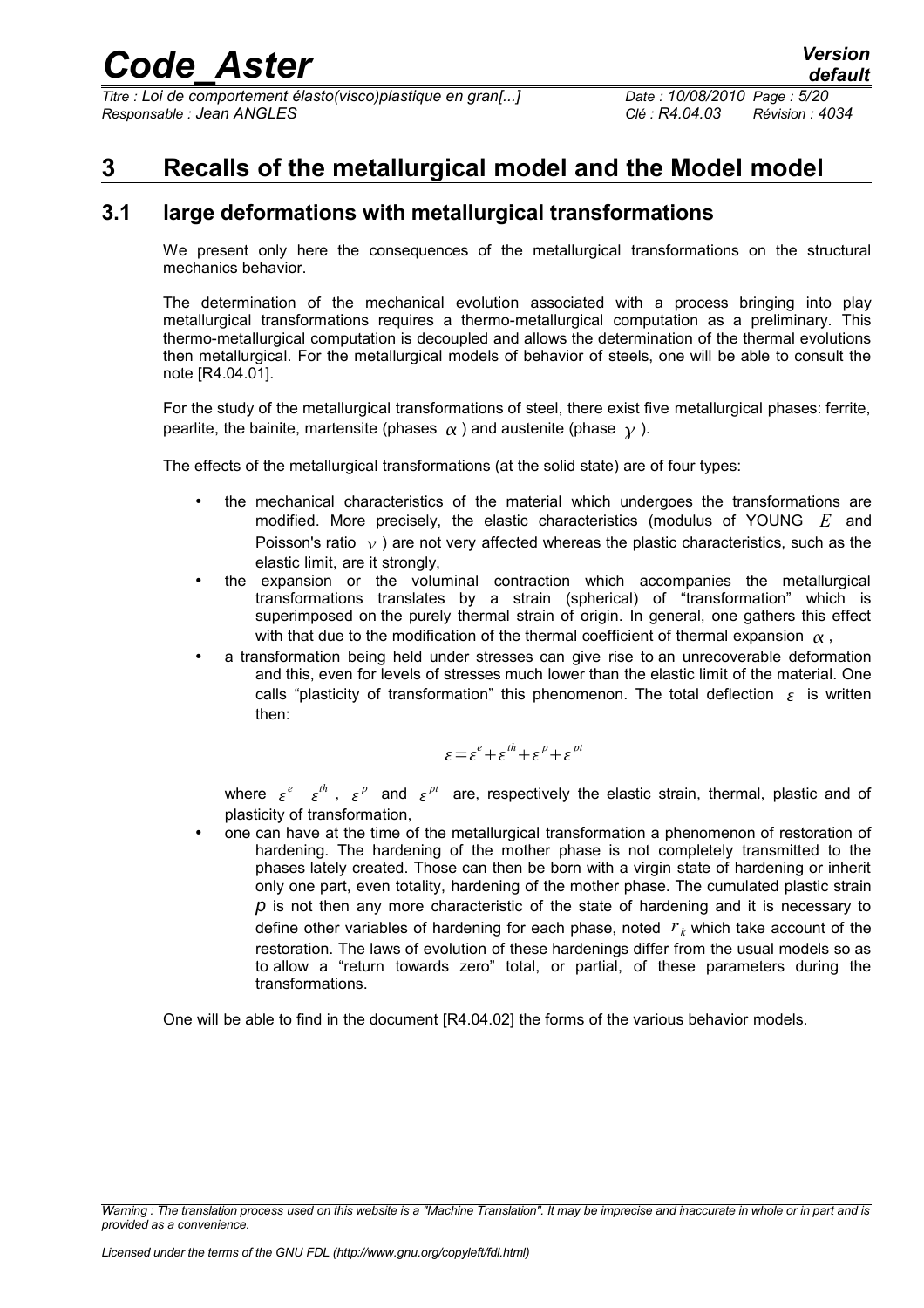# 3 Recalls of the metallurgical model and the Model model

## 3.1 large deformations with metallurgical transformations

We present only here the consequences of the metallurgical transformations on the structural mechanics behavior.

The determination of the mechanical evolution associated with a process bringing into play metallurgical transformations requires a thermo-metallurgical computation as a preliminary. This thermo-metallurgical computation is decoupled and allows the determination of the thermal evolutions then metallurgical. For the metallurgical models of behavior of steels, one will be able to consult the note [R4.04.01].

For the study of the metallurgical transformations of steel, there exist five metallurgical phases: ferrite, pearlite, the bainite, martensite (phases $\alpha$ ) and austenite (phase $\gamma$ ).

The effects of the metallurgical transformations (at the solid state) are of four types:

- the mechanical characteristics of the material which undergoes the transformations are modified. More precisely, the elastic characteristics (modulus of YOUNG $E$ and Poisson's ratio $\nu$ ) are not very affected whereas the plastic characteristics, such as the elastic limit, are it strongly,
- the expansion or the voluminal contraction which accompanies the metallurgical transformations translates by a strain (spherical) of "transformation" which is superimposed on the purely thermal strain of origin. In general, one gathers this effect with that due to the modification of the thermal coefficient of thermal expansion $\alpha$ ,
- a transformation being held under stresses can give rise to an unrecoverable deformation and this, even for levels of stresses much lower than the elastic limit of the material. One calls "plasticity of transformation" this phenomenon. The total deflection $\varepsilon$ is written then:

$$\varepsilon=\varepsilon^{e}+\varepsilon^{th}+\varepsilon^{p}+\varepsilon^{pt}$$

  where $\varepsilon^{e}$ $\varepsilon^{th}$ , $\varepsilon^{p}$ and $\varepsilon^{pt}$ are, respectively the elastic strain, thermal, plastic and of plasticity of transformation,
- one can have at the time of the metallurgical transformation a phenomenon of restoration of hardening. The hardening of the mother phase is not completely transmitted to the phases lately created. Those can then be born with a virgin state of hardening or inherit only one part, even totality, hardening of the mother phase. The cumulated plastic strain $p$ is not then any more characteristic of the state of hardening and it is necessary to define other variables of hardening for each phase, noted $r_k$ which take account of the restoration. The laws of evolution of these hardenings differ from the usual models so as to allow a "return towards zero" total, or partial, of these parameters during the transformations.

One will be able to find in the document [R4.04.02] the forms of the various behavior models.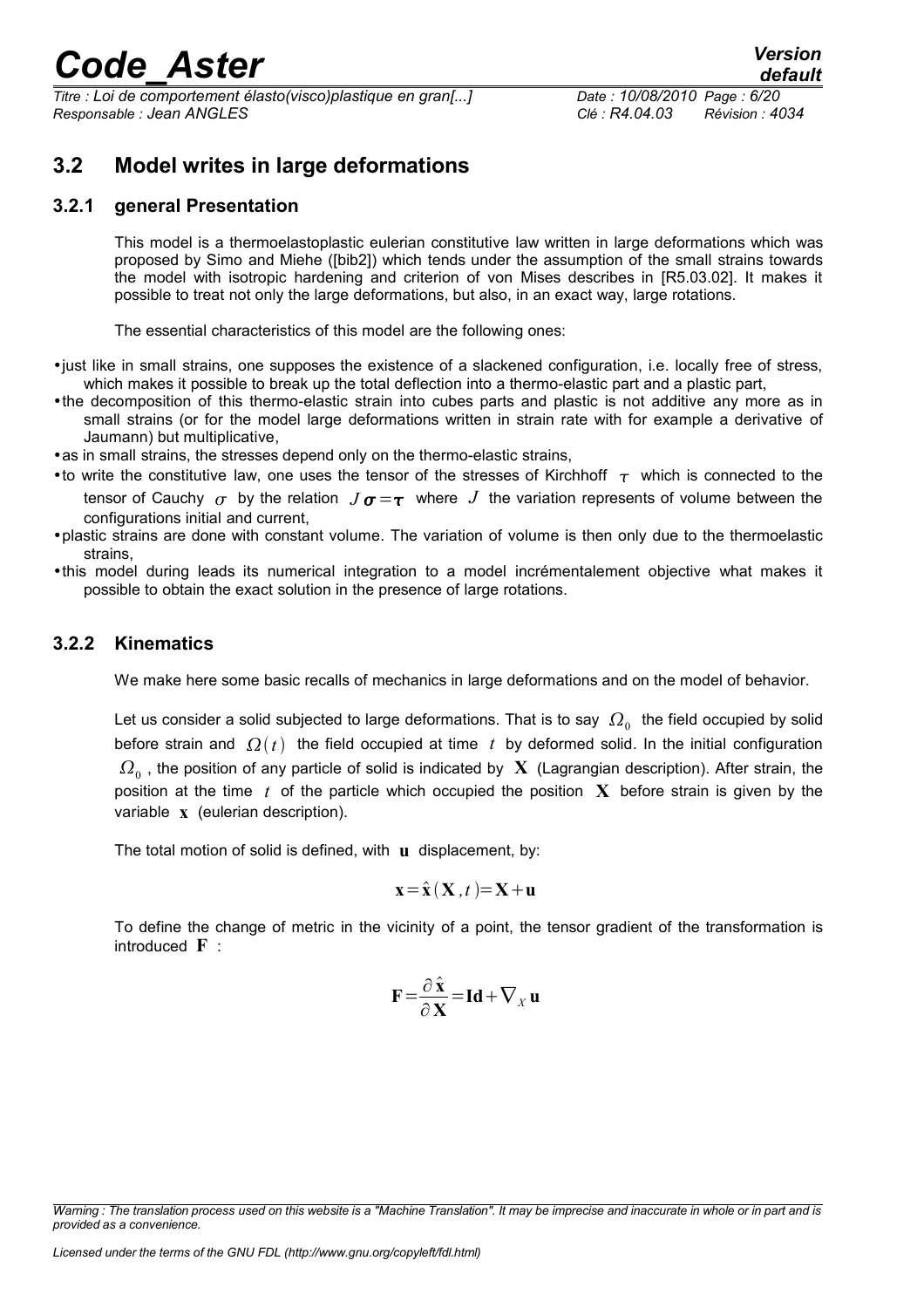## 3.2 Model writes in large deformations

### 3.2.1 general Presentation

This model is a thermoelastoplastic eulerian constitutive law written in large deformations which was proposed by Simo and Miehe ([bib2]) which tends under the assumption of the small strains towards the model with isotropic hardening and criterion of von Mises describes in [R5.03.02]. It makes it possible to treat not only the large deformations, but also, in an exact way, large rotations.

The essential characteristics of this model are the following ones:

- just like in small strains, one supposes the existence of a slackened configuration, i.e. locally free of stress, which makes it possible to break up the total deflection into a thermo-elastic part and a plastic part,
- the decomposition of this thermo-elastic strain into cubes parts and plastic is not additive any more as in small strains (or for the model large deformations written in strain rate with for example a derivative of Jaumann) but multiplicative,
- as in small strains, the stresses depend only on the thermo-elastic strains,
- to write the constitutive law, one uses the tensor of the stresses of Kirchhoff $\tau$ which is connected to the tensor of Cauchy $\sigma$ by the relation $J\boldsymbol{\sigma}=\boldsymbol{\tau}$ where $J$ the variation represents of volume between the configurations initial and current,
- plastic strains are done with constant volume. The variation of volume is then only due to the thermoelastic strains,
- this model during leads its numerical integration to a model incrémentalement objective what makes it possible to obtain the exact solution in the presence of large rotations.

### 3.2.2 Kinematics

We make here some basic recalls of mechanics in large deformations and on the model of behavior.

Let us consider a solid subjected to large deformations. That is to say $\Omega_0$ the field occupied by solid before strain and $\Omega(t)$ the field occupied at time $t$ by deformed solid. In the initial configuration $\Omega_0$, the position of any particle of solid is indicated by $\mathbf{X}$ (Lagrangian description). After strain, the position at the time $t$ of the particle which occupied the position $\mathbf{X}$ before strain is given by the variable $\mathbf{x}$ (eulerian description).

The total motion of solid is defined, with $\mathbf{u}$ displacement, by:

$$\mathbf{x}=\hat{\mathbf{x}}(\mathbf{X},t)=\mathbf{X}+\mathbf{u}$$

To define the change of metric in the vicinity of a point, the tensor gradient of the transformation is introduced $\mathbf{F}$ :

$$\mathbf{F}=\frac{\partial\hat{\mathbf{x}}}{\partial\mathbf{X}}=\mathbf{Id}+\nabla_X\mathbf{u}$$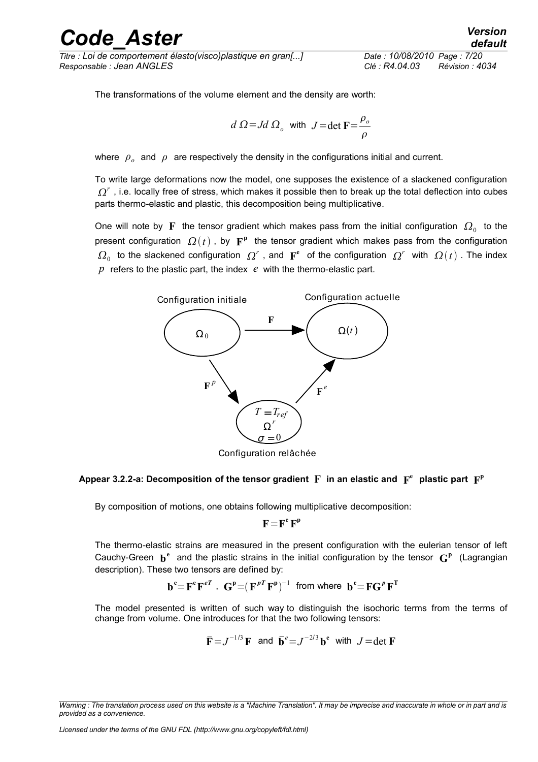The transformations of the volume element and the density are worth:

$$d\,\Omega = J d\,\Omega_o \text{ with } J = \det \mathbf{F} = \frac{\rho_o}{\rho}$$

where $\rho_o$ and $\rho$ are respectively the density in the configurations initial and current.

To write large deformations now the model, one supposes the existence of a slackened configuration $\Omega^r$ , i.e. locally free of stress, which makes it possible then to break up the total deflection into cubes parts thermo-elastic and plastic, this decomposition being multiplicative.

One will note by $\mathbf{F}$ the tensor gradient which makes pass from the initial configuration $\Omega_0$ to the present configuration $\Omega(t)$ , by $\mathbf{F^p}$ the tensor gradient which makes pass from the configuration $\Omega_0$ to the slackened configuration $\Omega^r$ , and $\mathbf{F^e}$ of the configuration $\Omega^r$ with $\Omega(t)$ . The index $p$ refers to the plastic part, the index $e$ with the thermo-elastic part.

Configuration initiale

Configuration actuelle

$\Omega_0$ $\xrightarrow{\mathbf{F}}$ $\Omega(t)$

$\mathbf{F}^p$ $\mathbf{F}^e$

$T = T_{ref}$

$\Omega^r$

$\sigma = 0$

Configuration relâchée

**Appear 3.2.2-a: Decomposition of the tensor gradient $\mathbf{F}$ in an elastic and $\mathbf{F^e}$ plastic part $\mathbf{F^p}$**

By composition of motions, one obtains following multiplicative decomposition:

$$\mathbf{F} = \mathbf{F^e}\,\mathbf{F^p}$$

The thermo-elastic strains are measured in the present configuration with the eulerian tensor of left Cauchy-Green $\mathbf{b^e}$ and the plastic strains in the initial configuration by the tensor $\mathbf{G^p}$ (Lagrangian description). These two tensors are defined by:

$$\mathbf{b^e} = \mathbf{F^e}\,\mathbf{F}^{eT} \text{ , } \mathbf{G^p} = (\mathbf{F}^{pT}\,\mathbf{F^p})^{-1} \text{ from where } \mathbf{b^e} = \mathbf{F}\mathbf{G}^p\,\mathbf{F^T}$$

The model presented is written of such way to distinguish the isochoric terms from the terms of change from volume. One introduces for that the two following tensors:

$$\bar{\mathbf{F}} = J^{-1/3}\,\mathbf{F} \text{ and } \bar{\mathbf{b}}^e = J^{-2/3}\,\mathbf{b^e} \text{ with } J = \det \mathbf{F}$$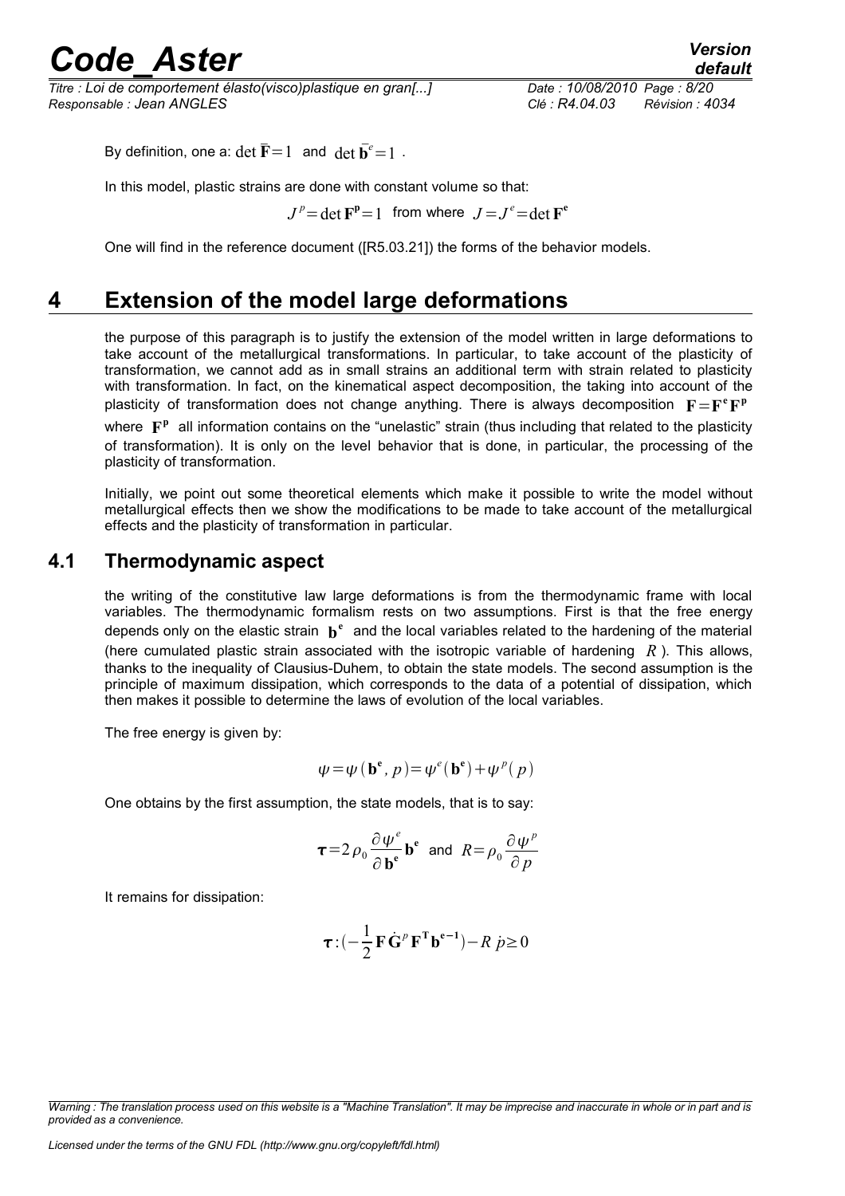By definition, one a: $\det \bar{\mathbf{F}}=1$ and $\det \bar{\mathbf{b}}^{e}=1$ .

In this model, plastic strains are done with constant volume so that:

$$J^{p}=\det \mathbf{F}^{\mathbf{p}}=1 \text{ from where } J=J^{e}=\det \mathbf{F}^{\mathbf{e}}$$

One will find in the reference document ([R5.03.21]) the forms of the behavior models.

# 4 Extension of the model large deformations

the purpose of this paragraph is to justify the extension of the model written in large deformations to take account of the metallurgical transformations. In particular, to take account of the plasticity of transformation, we cannot add as in small strains an additional term with strain related to plasticity with transformation. In fact, on the kinematical aspect decomposition, the taking into account of the plasticity of transformation does not change anything. There is always decomposition $\mathbf{F}=\mathbf{F}^{\mathbf{e}}\mathbf{F}^{\mathbf{p}}$ where $\mathbf{F}^{\mathbf{p}}$ all information contains on the "unelastic" strain (thus including that related to the plasticity of transformation). It is only on the level behavior that is done, in particular, the processing of the plasticity of transformation.

Initially, we point out some theoretical elements which make it possible to write the model without metallurgical effects then we show the modifications to be made to take account of the metallurgical effects and the plasticity of transformation in particular.

## 4.1 Thermodynamic aspect

the writing of the constitutive law large deformations is from the thermodynamic frame with local variables. The thermodynamic formalism rests on two assumptions. First is that the free energy depends only on the elastic strain $\mathbf{b}^{\mathbf{e}}$ and the local variables related to the hardening of the material (here cumulated plastic strain associated with the isotropic variable of hardening $R$ ). This allows, thanks to the inequality of Clausius-Duhem, to obtain the state models. The second assumption is the principle of maximum dissipation, which corresponds to the data of a potential of dissipation, which then makes it possible to determine the laws of evolution of the local variables.

The free energy is given by:

$$\psi=\psi(\mathbf{b}^{\mathbf{e}}, p)=\psi^{e}(\mathbf{b}^{\mathbf{e}})+\psi^{p}(p)$$

One obtains by the first assumption, the state models, that is to say:

$$\boldsymbol{\tau}=2\rho_{0}\frac{\partial \psi^{e}}{\partial \mathbf{b}^{\mathbf{e}}}\mathbf{b}^{\mathbf{e}} \text{ and } R=\rho_{0}\frac{\partial \psi^{p}}{\partial p}$$

It remains for dissipation:

$$\boldsymbol{\tau}:(-\frac{1}{2}\mathbf{F}\dot{\mathbf{G}}^{p}\mathbf{F}^{\mathbf{T}}\mathbf{b}^{\mathbf{e}-\mathbf{1}})-R\,\dot{p}\geq 0$$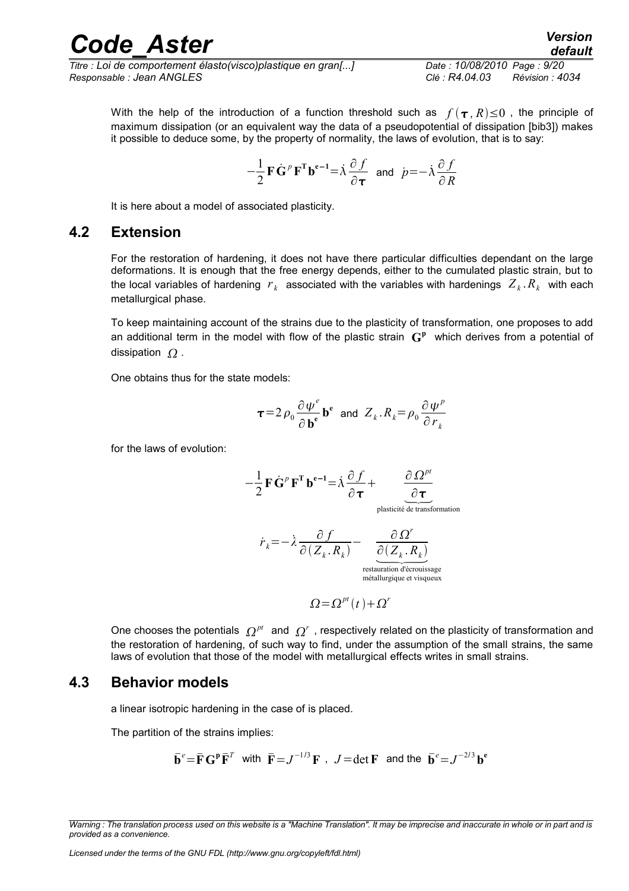With the help of the introduction of a function threshold such as $f(\boldsymbol{\tau}, R) \leq 0$ , the principle of maximum dissipation (or an equivalent way the data of a pseudopotential of dissipation [bib3]) makes it possible to deduce some, by the property of normality, the laws of evolution, that is to say:

$$-\frac{1}{2}\mathbf{F}\dot{\mathbf{G}}^{p}\mathbf{F}^{\mathbf{T}}\mathbf{b}^{\mathbf{e}-\mathbf{1}}=\dot{\lambda}\frac{\partial f}{\partial \boldsymbol{\tau}} \text{ and } \dot{p}=-\dot{\lambda}\frac{\partial f}{\partial R}$$

It is here about a model of associated plasticity.

## 4.2 Extension

For the restoration of hardening, it does not have there particular difficulties dependant on the large deformations. It is enough that the free energy depends, either to the cumulated plastic strain, but to the local variables of hardening $r_k$ associated with the variables with hardenings $Z_k . R_k$ with each metallurgical phase.

To keep maintaining account of the strains due to the plasticity of transformation, one proposes to add an additional term in the model with flow of the plastic strain $\mathbf{G^p}$ which derives from a potential of dissipation $\Omega$ .

One obtains thus for the state models:

$$\boldsymbol{\tau}=2\rho_0\frac{\partial \psi^e}{\partial \mathbf{b^e}}\mathbf{b^e} \text{ and } Z_k . R_k=\rho_0\frac{\partial \psi^p}{\partial r_k}$$

for the laws of evolution:

$$-\frac{1}{2}\mathbf{F}\dot{\mathbf{G}}^{p}\mathbf{F}^{\mathbf{T}}\mathbf{b}^{\mathbf{e}-\mathbf{1}}=\dot{\lambda}\frac{\partial f}{\partial \boldsymbol{\tau}}+\underbrace{\frac{\partial \Omega^{pt}}{\partial \boldsymbol{\tau}}}_{\text{plasticité de transformation}}$$

$$\dot{r}_k=-\dot{\lambda}\frac{\partial f}{\partial (Z_k . R_k)}-\underbrace{\frac{\partial \Omega^{r}}{\partial (Z_k . R_k)}}_{\substack{\text{restauration d'écrouissage} \\ \text{métallurgique et visqueux}}}$$

$$\Omega=\Omega^{pt}(t)+\Omega^{r}$$

One chooses the potentials $\Omega^{pt}$ and $\Omega^{r}$ , respectively related on the plasticity of transformation and the restoration of hardening, of such way to find, under the assumption of the small strains, the same laws of evolution that those of the model with metallurgical effects writes in small strains.

## 4.3 Behavior models

a linear isotropic hardening in the case of is placed.

The partition of the strains implies:

$$\bar{\mathbf{b}}^e=\bar{\mathbf{F}}\mathbf{G^p}\bar{\mathbf{F}}^T \text{ with } \bar{\mathbf{F}}=J^{-1/3}\mathbf{F} \text{ , } J=\det\mathbf{F} \text{ and the } \bar{\mathbf{b}}^e=J^{-2/3}\mathbf{b^e}$$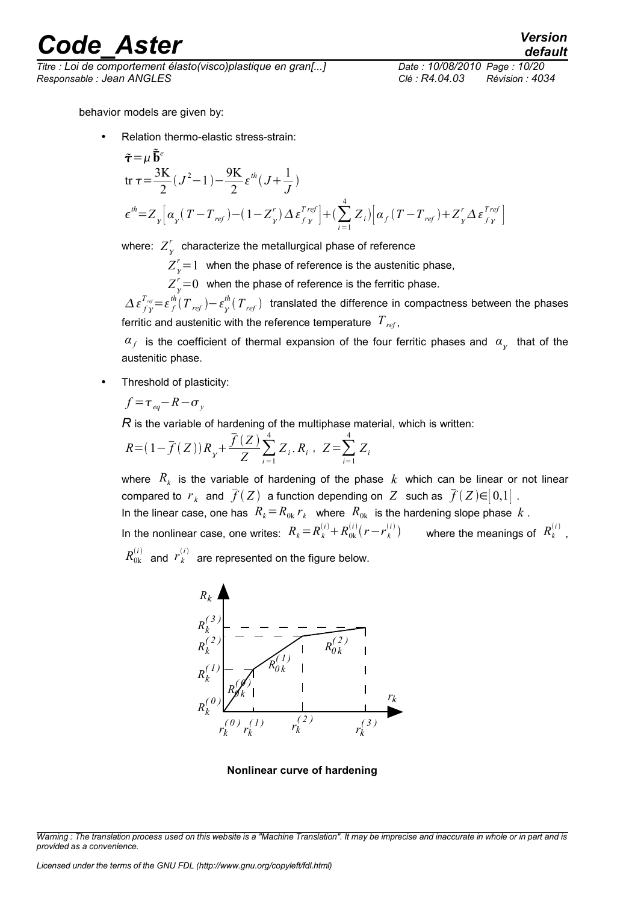behavior models are given by:

- Relation thermo-elastic stress-strain:

$$\tilde{\boldsymbol{\tau}} = \mu \,\tilde{\bar{\mathbf{b}}}^e$$

$$\operatorname{tr} \tau = \frac{3\mathrm{K}}{2}(J^2-1) - \frac{9\mathrm{K}}{2}\varepsilon^{th}(J+\frac{1}{J})$$

$$\epsilon^{th} = Z_\gamma\left[\alpha_\gamma(T-T_{ref}) - (1-Z_\gamma^r)\,\Delta\varepsilon_{f\gamma}^{T\,ref}\right] + (\sum_{i=1}^{4} Z_i)\left[\alpha_f(T-T_{ref}) + Z_\gamma^r \Delta\varepsilon_{f\gamma}^{Tref}\right]$$

where: $Z_\gamma^r$ characterize the metallurgical phase of reference

$Z_\gamma^r = 1$ when the phase of reference is the austenitic phase,

$Z_\gamma^r = 0$ when the phase of reference is the ferritic phase.

$\Delta\varepsilon_{f\gamma}^{T_{ref}} = \varepsilon_f^{th}(T_{ref}) - \varepsilon_\gamma^{th}(T_{ref})$ translated the difference in compactness between the phases ferritic and austenitic with the reference temperature $T_{ref}$,

$\alpha_f$ is the coefficient of thermal expansion of the four ferritic phases and $\alpha_\gamma$ that of the austenitic phase.

- Threshold of plasticity:

$$f = \tau_{eq} - R - \sigma_y$$

*R* is the variable of hardening of the multiphase material, which is written:

$$R = (1-\bar{f}(Z))R_\gamma + \frac{\bar{f}(Z)}{Z}\sum_{i=1}^{4} Z_i . R_i \;,\; Z = \sum_{i=1}^{4} Z_i$$

where $R_k$ is the variable of hardening of the phase $k$ which can be linear or not linear compared to $r_k$ and $\bar{f}(Z)$ a function depending on $Z$ such as $\bar{f}(Z) \in [0,1]$.

In the linear case, one has $R_k = R_{0k}\, r_k$ where $R_{0k}$ is the hardening slope phase $k$.

In the nonlinear case, one writes: $R_k = R_k^{(i)} + R_{0k}^{(i)}(r - r_k^{(i)})$ where the meanings of $R_k^{(i)}$, $R_{0k}^{(i)}$ and $r_k^{(i)}$ are represented on the figure below.

**Nonlinear curve of hardening**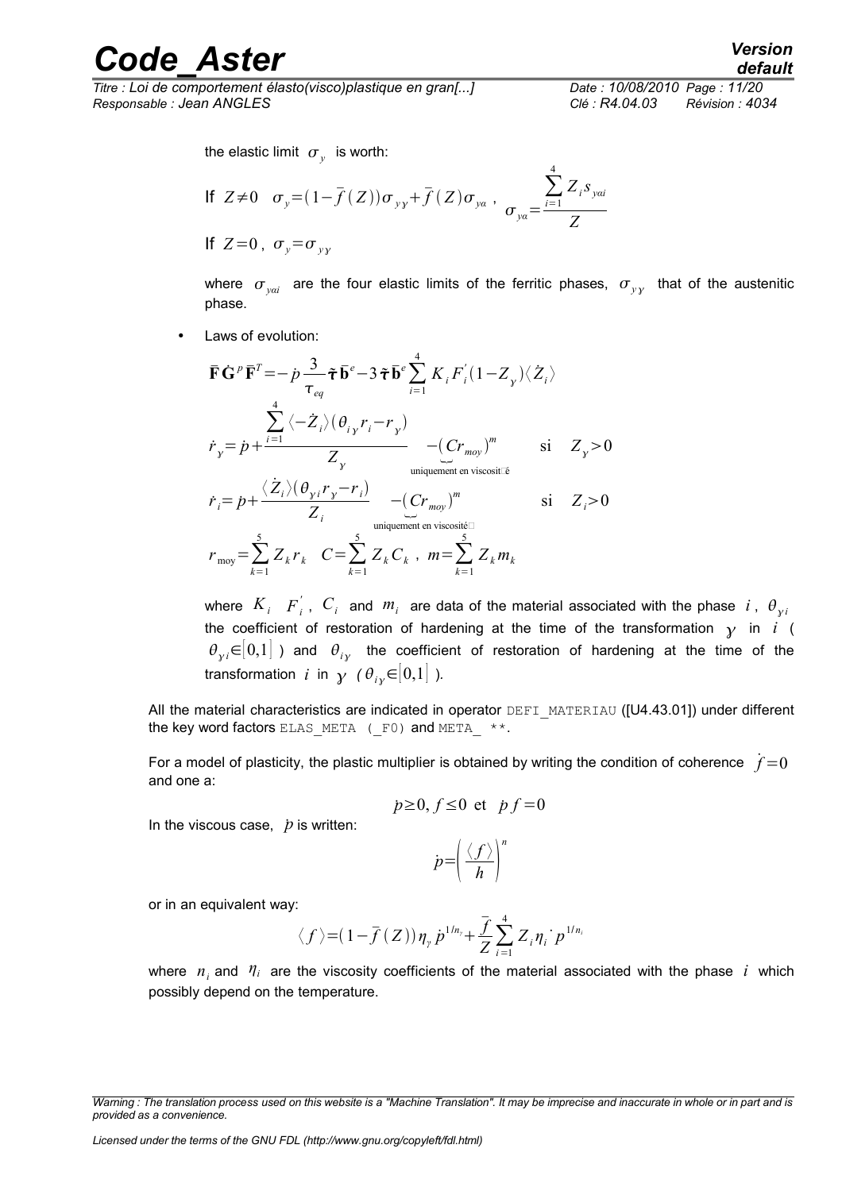the elastic limit $\sigma_y$ is worth:

If $Z \neq 0$ $\sigma_y = (1-\bar{f}(Z))\sigma_{y\gamma} + \bar{f}(Z)\sigma_{y\alpha}$ , $\sigma_{y\alpha} = \dfrac{\sum_{i=1}^{4} Z_i s_{y\alpha i}}{Z}$

If $Z=0$ , $\sigma_y = \sigma_{y\gamma}$

where $\sigma_{y\alpha i}$ are the four elastic limits of the ferritic phases, $\sigma_{y\gamma}$ that of the austenitic phase.

- Laws of evolution:

$$\bar{\mathbf{F}}\dot{\mathbf{G}}^p\bar{\mathbf{F}}^T = -\dot{p}\frac{3}{\tau_{eq}}\tilde{\boldsymbol{\tau}}\bar{\mathbf{b}}^e - 3\tilde{\boldsymbol{\tau}}\bar{\mathbf{b}}^e\sum_{i=1}^{4} K_i F_i^{'}(1-Z_\gamma)\langle \dot{Z}_i \rangle$$

$$\dot{r}_\gamma = \dot{p} + \frac{\sum_{i=1}^{4}\langle -\dot{Z}_i\rangle(\theta_{i\gamma} r_i - r_\gamma)}{Z_\gamma} \underbrace{-(Cr_{moy})^m}_{\text{uniquement en viscosité}} \quad \text{si} \quad Z_\gamma > 0$$

$$\dot{r}_i = \dot{p} + \frac{\langle \dot{Z}_i\rangle(\theta_{\gamma i} r_\gamma - r_i)}{Z_i} \underbrace{-(Cr_{moy})^m}_{\text{uniquement en viscosité}} \quad \text{si} \quad Z_i > 0$$

$$r_{\text{moy}} = \sum_{k=1}^{5} Z_k r_k \quad C = \sum_{k=1}^{5} Z_k C_k \ , \ m = \sum_{k=1}^{5} Z_k m_k$$

where $K_i$ $F_i^{'}$, $C_i$ and $m_i$ are data of the material associated with the phase $i$, $\theta_{\gamma i}$ the coefficient of restoration of hardening at the time of the transformation $\gamma$ in $i$ ( $\theta_{\gamma i} \in [0,1]$ ) and $\theta_{i\gamma}$ the coefficient of restoration of hardening at the time of the transformation $i$ in $\gamma$ ( $\theta_{i\gamma} \in [0,1]$ ).

All the material characteristics are indicated in operator DEFI_MATERIAU ([U4.43.01]) under different the key word factors ELAS_META (_F0) and META_ **.

For a model of plasticity, the plastic multiplier is obtained by writing the condition of coherence $\dot{f}=0$ and one a:

$$\dot{p} \geq 0, f \leq 0 \text{ et } \dot{p} f = 0$$

In the viscous case, $\dot{p}$ is written:

$$\dot{p} = \left(\frac{\langle f \rangle}{h}\right)^n$$

or in an equivalent way:

$$\langle f \rangle = (1-\bar{f}(Z))\eta_\gamma \dot{p}^{1/n_\gamma} + \frac{\bar{f}}{Z}\sum_{i=1}^{4} Z_i \eta_i \dot{p}^{1/n_i}$$

where $n_i$ and $\eta_i$ are the viscosity coefficients of the material associated with the phase $i$ which possibly depend on the temperature.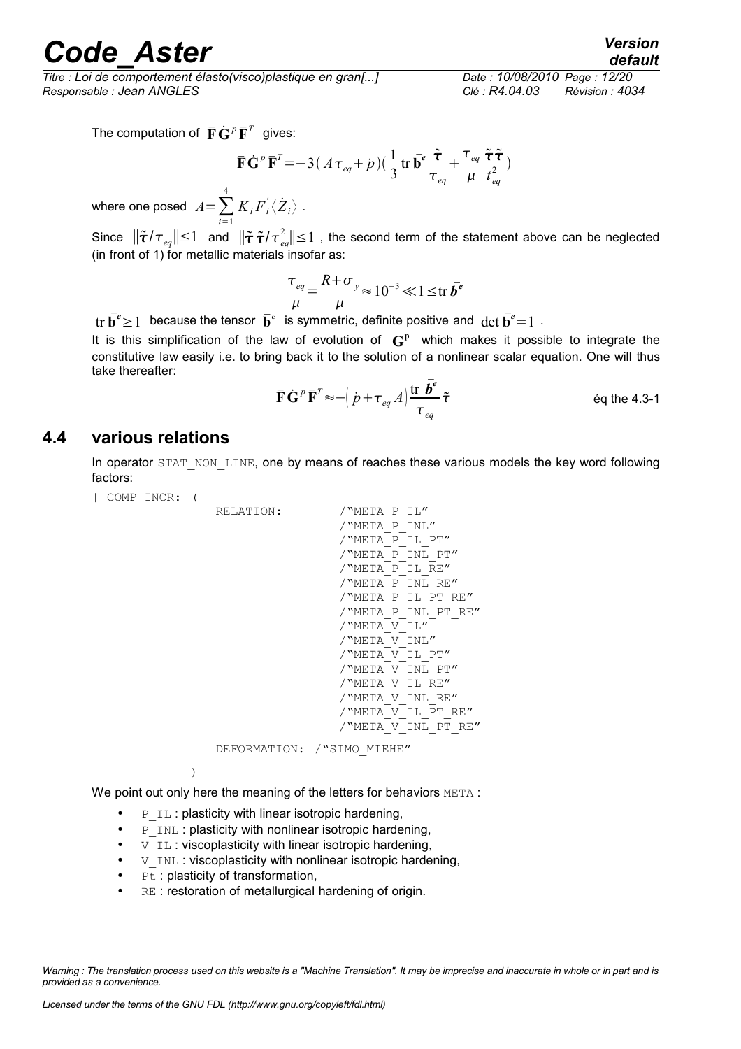The computation of $\bar{\mathbf{F}}\dot{\mathbf{G}}^p\bar{\mathbf{F}}^T$ gives:

$$\bar{\mathbf{F}}\dot{\mathbf{G}}^p\bar{\mathbf{F}}^T = -3(A\tau_{eq}+\dot{p})\left(\frac{1}{3}\operatorname{tr}\bar{\mathbf{b}}^e\frac{\tilde{\boldsymbol{\tau}}}{\tau_{eq}}+\frac{\tau_{eq}}{\mu}\frac{\tilde{\boldsymbol{\tau}}\tilde{\boldsymbol{\tau}}}{t_{eq}^2}\right)$$

where one posed $A=\sum_{i=1}^{4}K_iF_i^{'}\langle\dot{Z}_i\rangle$ .

Since $\|\tilde{\boldsymbol{\tau}}/\tau_{eq}\|\leq 1$ and $\|\tilde{\boldsymbol{\tau}}\tilde{\boldsymbol{\tau}}/\tau_{eq}^2\|\leq 1$ , the second term of the statement above can be neglected (in front of 1) for metallic materials insofar as:

$$\frac{\tau_{eq}}{\mu}=\frac{R+\sigma_y}{\mu}\approx 10^{-3}\ll 1\leq \operatorname{tr}\bar{\boldsymbol{b}}^e$$

$\operatorname{tr}\bar{\mathbf{b}}^e\geq 1$ because the tensor $\bar{\mathbf{b}}^e$ is symmetric, definite positive and $\det\bar{\mathbf{b}}^e=1$ .

It is this simplification of the law of evolution of $\mathbf{G}^{\mathbf{p}}$ which makes it possible to integrate the constitutive law easily i.e. to bring back it to the solution of a nonlinear scalar equation. One will thus take thereafter:

$$\bar{\mathbf{F}}\dot{\mathbf{G}}^p\bar{\mathbf{F}}^T\approx-\left(\dot{p}+\tau_{eq}A\right)\frac{\operatorname{tr}\bar{\boldsymbol{b}}^e}{\tau_{eq}}\tilde{\tau} \qquad \text{éq the 4.3-1}$$

## 4.4 various relations

In operator STAT_NON_LINE, one by means of reaches these various models the key word following factors:

```
| COMP_INCR: (
                RELATION:        /"META_P_IL"
                                 /"META_P_INL"
                                 /"META_P_IL_PT"
                                 /"META_P_INL_PT"
                                 /"META_P_IL_RE"
                                 /"META_P_INL_RE"
                                 /"META_P_IL_PT_RE"
                                 /"META_P_INL_PT_RE"
                                 /"META_V_IL"
                                 /"META_V_INL"
                                 /"META_V_IL_PT"
                                 /"META_V_INL_PT"
                                 /"META_V_IL_RE"
                                 /"META_V_INL_RE"
                                 /"META_V_IL_PT_RE"
                                 /"META_V_INL_PT_RE"
                DEFORMATION:  /"SIMO_MIEHE"
             )
```

We point out only here the meaning of the letters for behaviors META :

- P_IL : plasticity with linear isotropic hardening,
- P_INL : plasticity with nonlinear isotropic hardening,
- V_IL : viscoplasticity with linear isotropic hardening,
- V_INL : viscoplasticity with nonlinear isotropic hardening,
- Pt : plasticity of transformation,
- RE : restoration of metallurgical hardening of origin.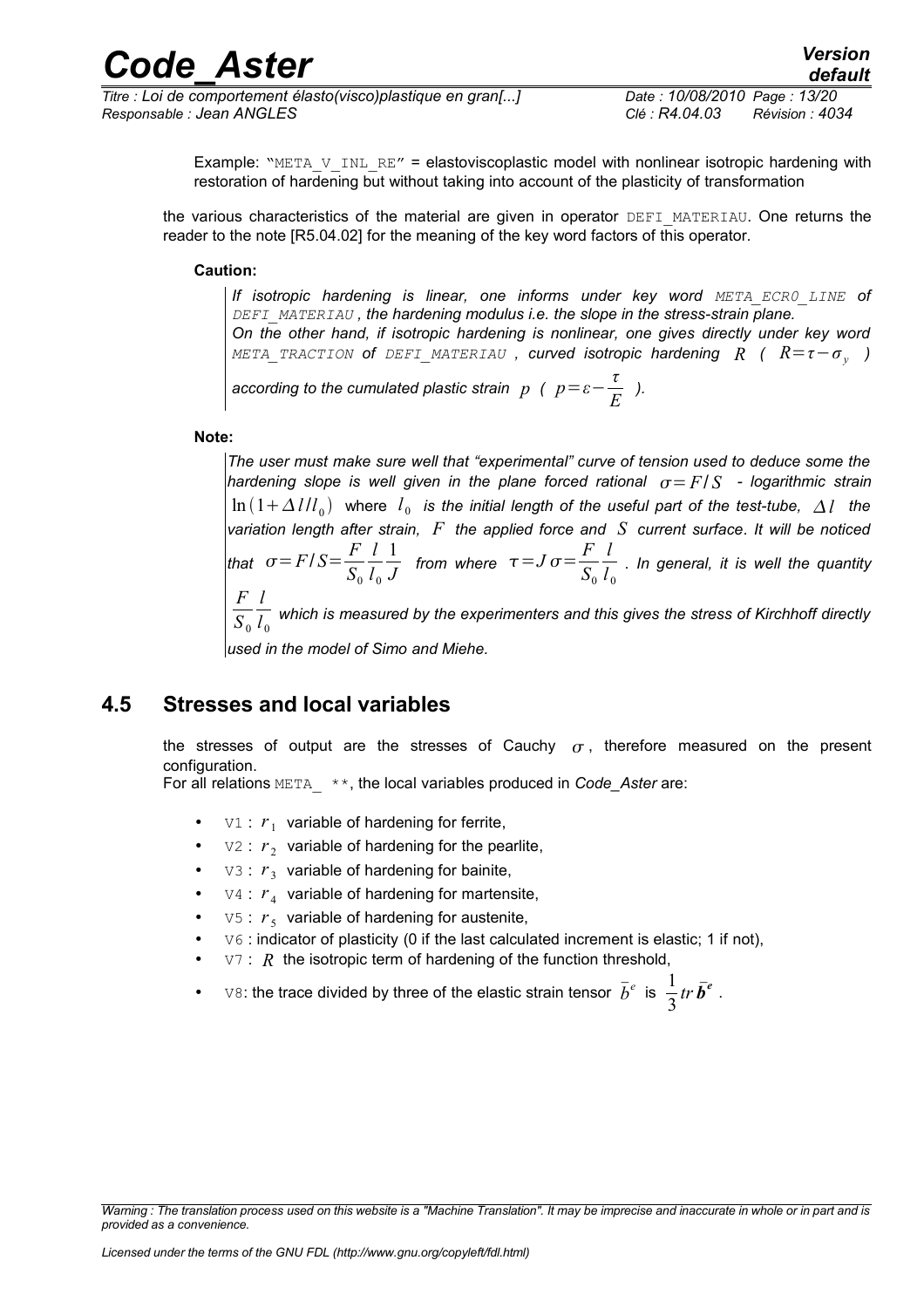Example: "META_V_INL_RE" = elastoviscoplastic model with nonlinear isotropic hardening with restoration of hardening but without taking into account of the plasticity of transformation

the various characteristics of the material are given in operator DEFI_MATERIAU. One returns the reader to the note [R5.04.02] for the meaning of the key word factors of this operator.

**Caution:**

*If isotropic hardening is linear, one informs under key word META_ECR0_LINE of DEFI_MATERIAU, the hardening modulus i.e. the slope in the stress-strain plane.*
*On the other hand, if isotropic hardening is nonlinear, one gives directly under key word META_TRACTION of DEFI_MATERIAU, curved isotropic hardening $R$ ( $R=\tau-\sigma_y$ ) according to the cumulated plastic strain $p$ ( $p=\varepsilon-\frac{\tau}{E}$ ).*

**Note:**

*The user must make sure well that "experimental" curve of tension used to deduce some the hardening slope is well given in the plane forced rational $\sigma=F/S$ - logarithmic strain $\ln(1+\Delta l/l_0)$ where $l_0$ is the initial length of the useful part of the test-tube, $\Delta l$ the variation length after strain, $F$ the applied force and $S$ current surface. It will be noticed that $\sigma=F/S=\frac{F}{S_0}\frac{l}{l_0}\frac{1}{J}$ from where $\tau=J\sigma=\frac{F}{S_0}\frac{l}{l_0}$. In general, it is well the quantity $\frac{F}{S_0}\frac{l}{l_0}$ which is measured by the experimenters and this gives the stress of Kirchhoff directly used in the model of Simo and Miehe.*

## 4.5 Stresses and local variables

the stresses of output are the stresses of Cauchy $\sigma$, therefore measured on the present configuration.
For all relations META_ **, the local variables produced in *Code_Aster* are:

- V1 : $r_1$ variable of hardening for ferrite,
- V2 : $r_2$ variable of hardening for the pearlite,
- V3 : $r_3$ variable of hardening for bainite,
- V4 : $r_4$ variable of hardening for martensite,
- V5 : $r_5$ variable of hardening for austenite,
- V6 : indicator of plasticity (0 if the last calculated increment is elastic; 1 if not),
- V7 : $R$ the isotropic term of hardening of the function threshold,
- V8: the trace divided by three of the elastic strain tensor $\bar{b}^e$ is $\frac{1}{3}tr\,\bar{\boldsymbol{b}}^{\boldsymbol{e}}$.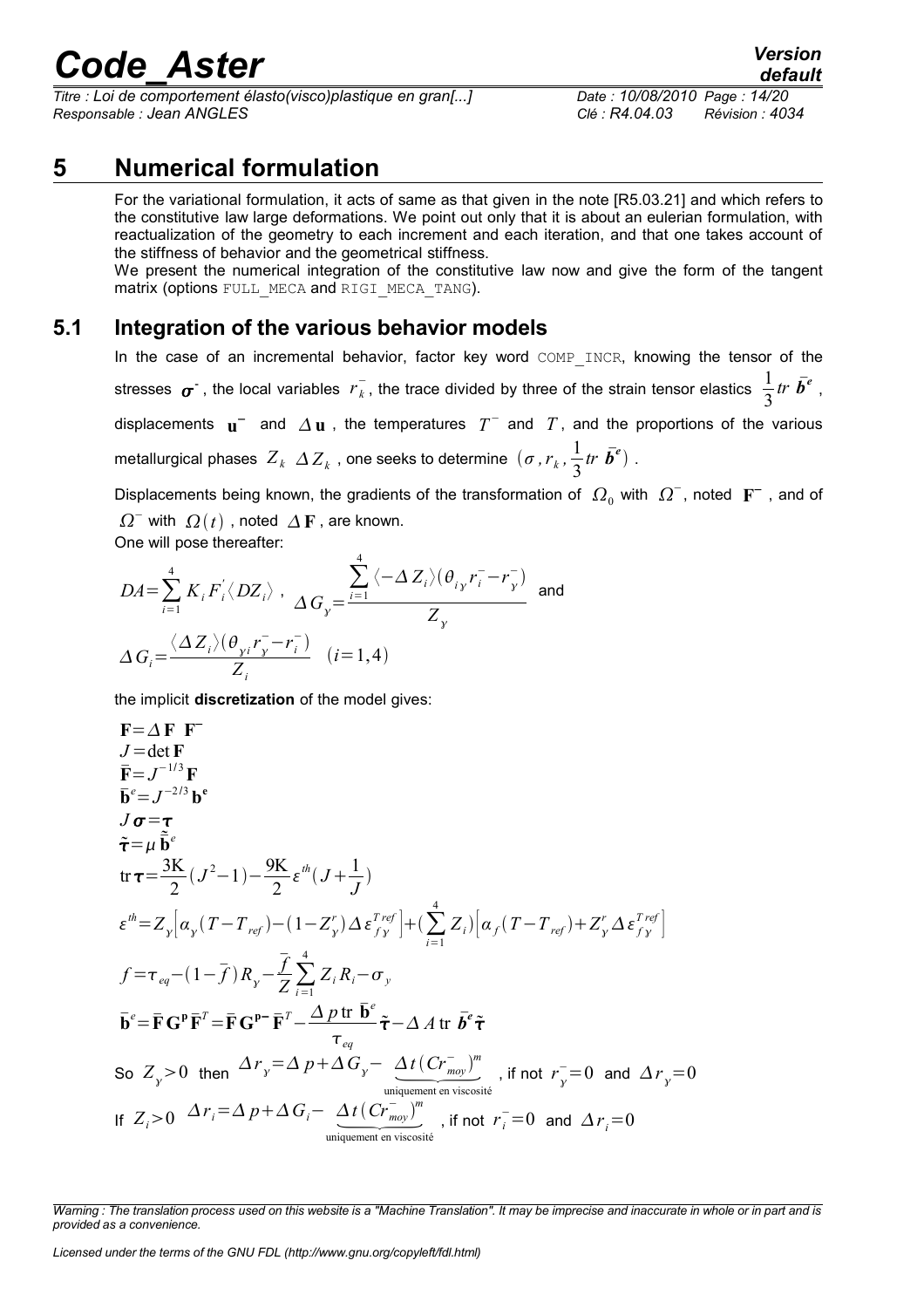# 5 Numerical formulation

For the variational formulation, it acts of same as that given in the note [R5.03.21] and which refers to the constitutive law large deformations. We point out only that it is about an eulerian formulation, with reactualization of the geometry to each increment and each iteration, and that one takes account of the stiffness of behavior and the geometrical stiffness.

We present the numerical integration of the constitutive law now and give the form of the tangent matrix (options FULL_MECA and RIGI_MECA_TANG).

## 5.1 Integration of the various behavior models

In the case of an incremental behavior, factor key word COMP_INCR, knowing the tensor of the stresses $\boldsymbol{\sigma}^{-}$, the local variables $r_k^{-}$, the trace divided by three of the strain tensor elastics $\frac{1}{3} tr\ \bar{\boldsymbol{b}}^{e}$, displacements $\mathbf{u}^{-}$ and $\Delta\mathbf{u}$, the temperatures $T^{-}$ and $T$, and the proportions of the various metallurgical phases $Z_k$ $\Delta Z_k$, one seeks to determine $(\sigma, r_k, \frac{1}{3} tr\ \bar{\boldsymbol{b}}^{e})$.

Displacements being known, the gradients of the transformation of $\Omega_0$ with $\Omega^{-}$, noted $\mathbf{F}^{-}$, and of $\Omega^{-}$ with $\Omega(t)$, noted $\Delta\mathbf{F}$, are known.

One will pose thereafter:

$$DA=\sum_{i=1}^{4} K_i F_i^{'} \langle DZ_i \rangle \ , \quad \Delta G_{\gamma}=\frac{\sum_{i=1}^{4} \langle -\Delta Z_i \rangle (\theta_{i\gamma} r_i^{-} - r_{\gamma}^{-})}{Z_{\gamma}} \quad \text{and}$$

$$\Delta G_i=\frac{\langle \Delta Z_i \rangle (\theta_{\gamma i} r_{\gamma}^{-} - r_i^{-})}{Z_i} \quad (i=1,4)$$

the implicit **discretization** of the model gives:

$$\mathbf{F}=\Delta\mathbf{F}\ \mathbf{F}^{-}$$

$$J=\det\mathbf{F}$$

$$\bar{\mathbf{F}}=J^{-1/3}\mathbf{F}$$

$$\bar{\mathbf{b}}^{e}=J^{-2/3}\mathbf{b}^{\mathbf{e}}$$

$$J\boldsymbol{\sigma}=\boldsymbol{\tau}$$

$$\tilde{\boldsymbol{\tau}}=\mu\,\tilde{\bar{\mathbf{b}}}^{e}$$

$$\mathrm{tr}\,\boldsymbol{\tau}=\frac{3\mathrm{K}}{2}(J^2-1)-\frac{9\mathrm{K}}{2}\varepsilon^{th}(J+\frac{1}{J})$$

$$\varepsilon^{th}=Z_{\gamma}\left[\alpha_{\gamma}(T-T_{ref})-(1-Z_{\gamma}^{r})\Delta\varepsilon_{f\gamma}^{T ref}\right]+(\sum_{i=1}^{4} Z_i)\left[\alpha_f(T-T_{ref})+Z_{\gamma}^{r}\Delta\varepsilon_{f\gamma}^{T ref}\right]$$

$$f=\tau_{eq}-(1-\bar{f})R_{\gamma}-\frac{\bar{f}}{Z}\sum_{i=1}^{4} Z_i R_i-\sigma_y$$

$$\bar{\mathbf{b}}^{e}=\bar{\mathbf{F}}\mathbf{G}^{\mathbf{p}}\bar{\mathbf{F}}^{T}=\bar{\mathbf{F}}\mathbf{G}^{\mathbf{p}-}\bar{\mathbf{F}}^{T}-\frac{\Delta p\,\mathrm{tr}\,\bar{\mathbf{b}}^{e}}{\tau_{eq}}\tilde{\boldsymbol{\tau}}-\Delta A\,\mathrm{tr}\,\bar{\boldsymbol{b}}^{e}\tilde{\boldsymbol{\tau}}$$

So $Z_{\gamma}>0$ then $\Delta r_{\gamma}=\Delta p+\Delta G_{\gamma}-\underbrace{\Delta t\,(C r_{moy}^{-})^{m}}_{\text{uniquement en viscosité}}$, if not $r_{\gamma}^{-}=0$ and $\Delta r_{\gamma}=0$

If $Z_i>0$ $\Delta r_i=\Delta p+\Delta G_i-\underbrace{\Delta t\,(C r_{moy}^{-})^{m}}_{\text{uniquement en viscosité}}$, if not $r_i^{-}=0$ and $\Delta r_i=0$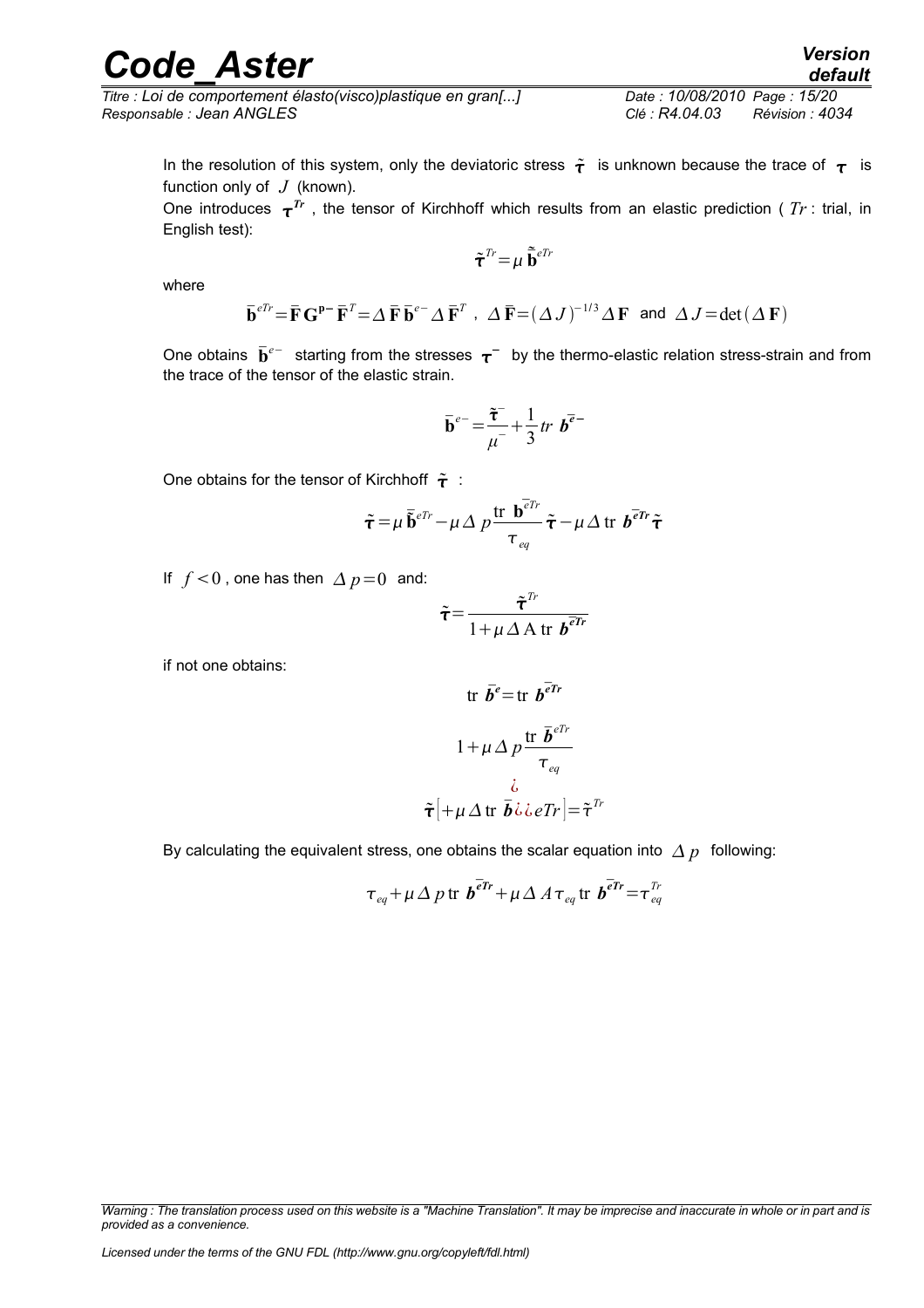In the resolution of this system, only the deviatoric stress $\tilde{\boldsymbol{\tau}}$ is unknown because the trace of $\boldsymbol{\tau}$ is function only of $J$ (known).

One introduces $\boldsymbol{\tau}^{Tr}$, the tensor of Kirchhoff which results from an elastic prediction ( $Tr$ : trial, in English test):

$$\tilde{\boldsymbol{\tau}}^{Tr}=\mu\,\tilde{\bar{\mathbf{b}}}^{eTr}$$

where

$$\bar{\mathbf{b}}^{eTr}=\bar{\mathbf{F}}\,\mathbf{G}^{\mathbf{p}-}\,\bar{\mathbf{F}}^{T}=\Delta\,\bar{\mathbf{F}}\,\bar{\mathbf{b}}^{e-}\,\Delta\,\bar{\mathbf{F}}^{T}\ ,\ \ \Delta\,\bar{\mathbf{F}}=(\Delta\,J)^{-1/3}\,\Delta\,\mathbf{F}\ \ \text{and}\ \ \Delta\,J=\det(\Delta\,\mathbf{F})$$

One obtains $\bar{\mathbf{b}}^{e-}$ starting from the stresses $\boldsymbol{\tau}^{-}$ by the thermo-elastic relation stress-strain and from the trace of the tensor of the elastic strain.

$$\bar{\mathbf{b}}^{e-}=\frac{\tilde{\boldsymbol{\tau}}^{-}}{\mu^{-}}+\frac{1}{3}\,tr\ \bar{\boldsymbol{b}}^{e-}$$

One obtains for the tensor of Kirchhoff $\tilde{\boldsymbol{\tau}}$ :

$$\tilde{\boldsymbol{\tau}}=\mu\,\tilde{\bar{\mathbf{b}}}^{eTr}-\mu\,\Delta\,p\frac{\operatorname{tr}\ \bar{\mathbf{b}}^{eTr}}{\tau_{eq}}\,\tilde{\boldsymbol{\tau}}-\mu\,\Delta\,\operatorname{tr}\ \bar{\boldsymbol{b}}^{eTr}\,\tilde{\boldsymbol{\tau}}$$

If $f<0$ , one has then $\Delta\,p=0$ and:

$$\tilde{\boldsymbol{\tau}}=\frac{\tilde{\boldsymbol{\tau}}^{Tr}}{1+\mu\,\Delta\,\mathrm{A}\ \operatorname{tr}\ \bar{\boldsymbol{b}}^{eTr}}$$

if not one obtains:

$$\operatorname{tr}\ \bar{\boldsymbol{b}}^{e}=\operatorname{tr}\ \bar{\boldsymbol{b}}^{eTr}$$

$$1+\mu\,\Delta\,p\frac{\operatorname{tr}\ \bar{\boldsymbol{b}}^{eTr}}{\tau_{eq}}$$

$$¿$$

$$\tilde{\boldsymbol{\tau}}\left[+\mu\,\Delta\,\operatorname{tr}\ \bar{\boldsymbol{b}}¿¿eTr\right]=\tilde{\tau}^{Tr}$$

By calculating the equivalent stress, one obtains the scalar equation into $\Delta\,p$ following:

$$\tau_{eq}+\mu\,\Delta\,p\operatorname{tr}\ \bar{\boldsymbol{b}}^{eTr}+\mu\,\Delta\,A\,\tau_{eq}\operatorname{tr}\ \bar{\boldsymbol{b}}^{eTr}=\tau_{eq}^{Tr}$$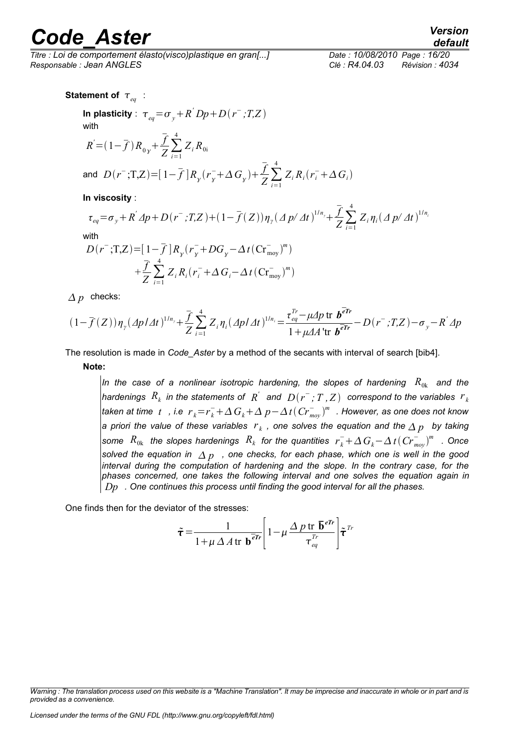**Statement of** $\tau_{eq}$ :

**In plasticity** : $\tau_{eq}=\sigma_y+R^{'}Dp+D(r^{-};T,Z)$

with

$$R^{'}=(1-\overline{f})R_{0\gamma}+\frac{\overline{f}}{Z}\sum_{i=1}^{4} Z_i R_{0i}$$

and $D(r^{-};\mathrm{T,Z})=[1-\overline{f}]R_{\gamma}(r_{\gamma}^{-}+\Delta G_{\gamma})+\dfrac{\overline{f}}{Z}\sum_{i=1}^{4} Z_i R_i(r_i^{-}+\Delta G_i)$

**In viscosity** :

$$\tau_{eq}=\sigma_y+R^{'}\Delta p+D(r^{-};T,Z)+(1-\overline{f}(Z))\eta_{\gamma}(\Delta p/\Delta t)^{1/n_{\gamma}}+\frac{\overline{f}}{Z}\sum_{i=1}^{4} Z_i\eta_i(\Delta p/\Delta t)^{1/n_i}$$

with

$$D(r^{-};\mathrm{T,Z})=[1-\overline{f}]R_{\gamma}(r_{\gamma}^{-}+DG_{\gamma}-\Delta t(\mathrm{Cr}_{\mathrm{moy}}^{-})^{m}) +\frac{\overline{f}}{Z}\sum_{i=1}^{4} Z_i R_i(r_i^{-}+\Delta G_i-\Delta t(\mathrm{Cr}_{\mathrm{moy}}^{-})^{m})$$

$\Delta p$ checks:

$$(1-\overline{f}(Z))\eta_{\gamma}(\Delta p/\Delta t)^{1/n_{\gamma}}+\frac{\overline{f}}{Z}\sum_{i=1}^{4} Z_i\eta_i(\Delta p/\Delta t)^{1/n_i}=\frac{\tau_{eq}^{Tr}-\mu\Delta p\ \mathrm{tr}\ \overline{\boldsymbol{b}}^{eTr}}{1+\mu\Delta A\ '\mathrm{tr}\ \overline{\boldsymbol{b}}^{eTr}}-D(r^{-};T,Z)-\sigma_y-R^{'}\Delta p$$

The resolution is made in *Code_Aster* by a method of the secants with interval of search [bib4].

**Note:**

*In the case of a nonlinear isotropic hardening, the slopes of hardening $R_{0k}$ and the hardenings $R_k$ in the statements of $R^{'}$ and $D(r^{-};T,Z)$ correspond to the variables $r_k$ taken at time $t$ , i.e $r_k=r_k^{-}+\Delta G_k+\Delta p-\Delta t(Cr_{moy}^{-})^{m}$ . However, as one does not know a priori the value of these variables $r_k$ , one solves the equation and the $\Delta p$ by taking some $R_{0k}$ the slopes hardenings $R_k$ for the quantities $r_k^{-}+\Delta G_k-\Delta t(Cr_{moy}^{-})^{m}$ . Once solved the equation in $\Delta p$ , one checks, for each phase, which one is well in the good interval during the computation of hardening and the slope. In the contrary case, for the phases concerned, one takes the following interval and one solves the equation again in $Dp$ . One continues this process until finding the good interval for all the phases.*

One finds then for the deviator of the stresses:

$$\tilde{\boldsymbol{\tau}}=\frac{1}{1+\mu\,\Delta A\ \mathrm{tr}\ \overline{\mathbf{b}}^{eTr}}\left[1-\mu\frac{\Delta p\ \mathrm{tr}\ \overline{\mathbf{b}}^{eTr}}{\tau_{eq}^{Tr}}\right]\tilde{\boldsymbol{\tau}}^{Tr}$$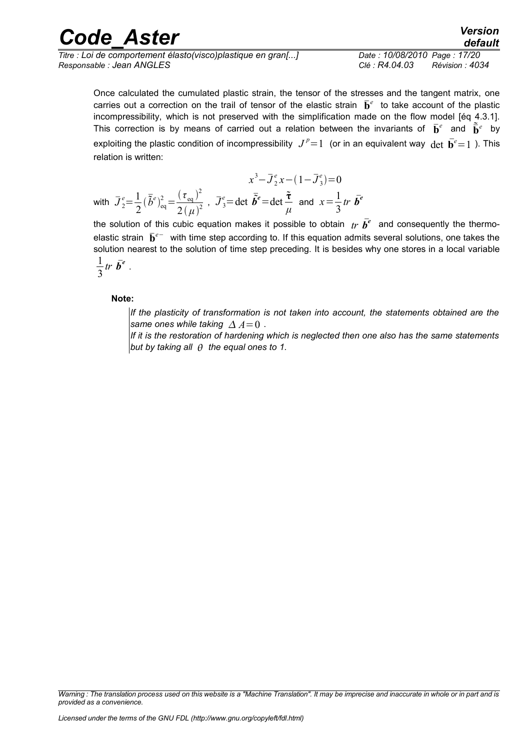Once calculated the cumulated plastic strain, the tensor of the stresses and the tangent matrix, one carries out a correction on the trail of tensor of the elastic strain $\bar{\mathbf{b}}^e$ to take account of the plastic incompressibility, which is not preserved with the simplification made on the flow model [éq 4.3.1]. This correction is by means of carried out a relation between the invariants of $\bar{\mathbf{b}}^e$ and $\tilde{\bar{\mathbf{b}}}^e$ by exploiting the plastic condition of incompressibility $J^p=1$ (or in an equivalent way $\det\ \bar{\mathbf{b}}^e=1$ ). This relation is written:

$$x^3-\bar{J}_2^e x-(1-\bar{J}_3^e)=0$$

with $\bar{J}_2^e=\frac{1}{2}(\tilde{\bar{b}}^e)^2_{\text{eq}}=\frac{(\tau_{\text{eq}})^2}{2(\mu)^2}$ , $\bar{J}_3^e=\det\ \tilde{\bar{\boldsymbol{b}}}^e=\det\frac{\tilde{\boldsymbol{\tau}}}{\mu}$ and $x=\frac{1}{3}tr\ \bar{\boldsymbol{b}}^e$

the solution of this cubic equation makes it possible to obtain $tr\ \bar{\boldsymbol{b}}^e$ and consequently the thermo-elastic strain $\bar{\mathbf{b}}^{e-}$ with time step according to. If this equation admits several solutions, one takes the solution nearest to the solution of time step preceding. It is besides why one stores in a local variable $\frac{1}{3}tr\ \bar{\boldsymbol{b}}^e$ .

**Note:**

*If the plasticity of transformation is not taken into account, the statements obtained are the same ones while taking* $\Delta A=0$ *.*

*If it is the restoration of hardening which is neglected then one also has the same statements but by taking all* $\theta$ *the equal ones to 1.*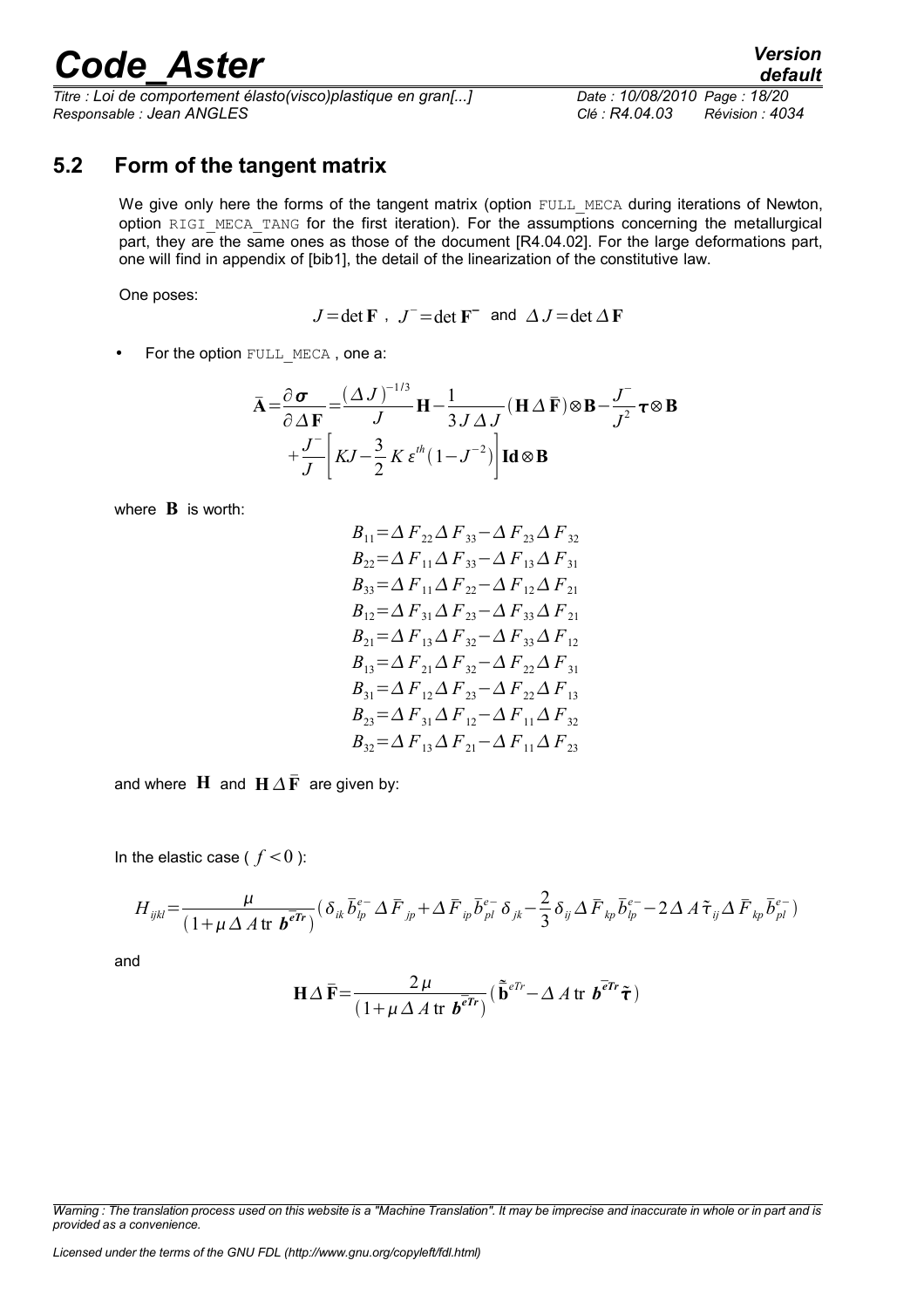## 5.2 Form of the tangent matrix

We give only here the forms of the tangent matrix (option `FULL_MECA` during iterations of Newton, option `RIGI_MECA_TANG` for the first iteration). For the assumptions concerning the metallurgical part, they are the same ones as those of the document [R4.04.02]. For the large deformations part, one will find in appendix of [bib1], the detail of the linearization of the constitutive law.

One poses:

$$J=\det \mathbf{F}\ ,\ J^{-}=\det \mathbf{F}^{-}\ \text{ and }\ \Delta J=\det \Delta \mathbf{F}$$

- For the option `FULL_MECA`, one a:

$$\bar{\mathbf{A}}=\frac{\partial \boldsymbol{\sigma}}{\partial \Delta \mathbf{F}}=\frac{(\Delta J)^{-1/3}}{J}\mathbf{H}-\frac{1}{3 J \Delta J}(\mathbf{H}\Delta \bar{\mathbf{F}})\otimes \mathbf{B}-\frac{J^{-}}{J^{2}}\boldsymbol{\tau}\otimes \mathbf{B}$$
$$+\frac{J^{-}}{J}\left[KJ-\frac{3}{2}K\,\varepsilon^{th}(1-J^{-2})\right]\mathbf{Id}\otimes \mathbf{B}$$

where $\mathbf{B}$ is worth:

$$B_{11}=\Delta F_{22}\Delta F_{33}-\Delta F_{23}\Delta F_{32}$$
$$B_{22}=\Delta F_{11}\Delta F_{33}-\Delta F_{13}\Delta F_{31}$$
$$B_{33}=\Delta F_{11}\Delta F_{22}-\Delta F_{12}\Delta F_{21}$$
$$B_{12}=\Delta F_{31}\Delta F_{23}-\Delta F_{33}\Delta F_{21}$$
$$B_{21}=\Delta F_{13}\Delta F_{32}-\Delta F_{33}\Delta F_{12}$$
$$B_{13}=\Delta F_{21}\Delta F_{32}-\Delta F_{22}\Delta F_{31}$$
$$B_{31}=\Delta F_{12}\Delta F_{23}-\Delta F_{22}\Delta F_{13}$$
$$B_{23}=\Delta F_{31}\Delta F_{12}-\Delta F_{11}\Delta F_{32}$$
$$B_{32}=\Delta F_{13}\Delta F_{21}-\Delta F_{11}\Delta F_{23}$$

and where $\mathbf{H}$ and $\mathbf{H}\Delta\bar{\mathbf{F}}$ are given by:

In the elastic case ( $f<0$ ):

$$H_{ijkl}=\frac{\mu}{(1+\mu\,\Delta A\,\mathrm{tr}\ \bar{\boldsymbol{b}}^{eTr})}\left(\delta_{ik}\bar{b}^{e-}_{lp}\,\Delta\bar{F}_{jp}+\Delta\bar{F}_{ip}\bar{b}^{e-}_{pl}\,\delta_{jk}-\frac{2}{3}\delta_{ij}\,\Delta\bar{F}_{kp}\bar{b}^{e-}_{lp}-2\,\Delta A\,\tilde{\tau}_{ij}\,\Delta\bar{F}_{kp}\bar{b}^{e-}_{pl}\right)$$

and

$$\mathbf{H}\Delta\bar{\mathbf{F}}=\frac{2\mu}{(1+\mu\,\Delta A\,\mathrm{tr}\ \bar{\boldsymbol{b}}^{eTr})}\left(\tilde{\bar{\mathbf{b}}}^{eTr}-\Delta A\,\mathrm{tr}\ \bar{\boldsymbol{b}}^{eTr}\tilde{\boldsymbol{\tau}}\right)$$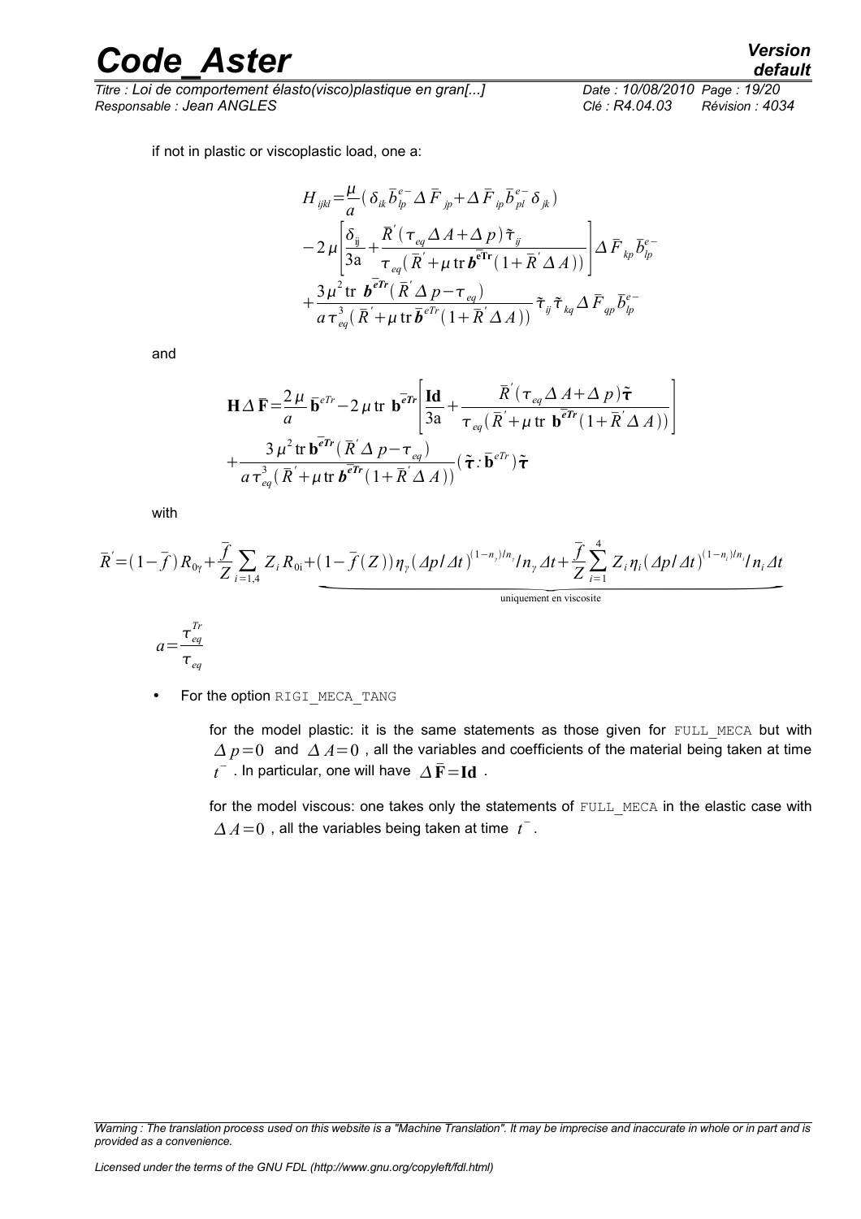if not in plastic or viscoplastic load, one a:

$$
\begin{aligned}
H_{ijkl} = & \frac{\mu}{a}\left(\delta_{ik}\bar{b}^{e-}_{lp}\Delta\bar{F}_{jp} + \Delta\bar{F}_{ip}\bar{b}^{e-}_{pl}\delta_{jk}\right) \\
& - 2\mu\left[\frac{\delta_{ij}}{3a} + \frac{\bar{R}'(\tau_{eq}\Delta A + \Delta p)\tilde{\tau}_{ij}}{\tau_{eq}(\bar{R}' + \mu\,\mathrm{tr}\,\bar{\boldsymbol{b}}^{eTr}(1 + \bar{R}'\Delta A))}\right]\Delta\bar{F}_{kp}\bar{b}^{e-}_{lp} \\
& + \frac{3\mu^2\,\mathrm{tr}\,\bar{\boldsymbol{b}}^{eTr}(\bar{R}'\Delta p - \tau_{eq})}{a\tau^3_{eq}(\bar{R}' + \mu\,\mathrm{tr}\,\bar{\boldsymbol{b}}^{eTr}(1 + \bar{R}'\Delta A))}\tilde{\tau}_{ij}\tilde{\tau}_{kq}\Delta\bar{F}_{qp}\bar{b}^{e-}_{lp}
\end{aligned}
$$

and

$$
\begin{aligned}
\mathbf{H}\Delta\bar{\mathbf{F}} = & \frac{2\mu}{a}\bar{\mathbf{b}}^{eTr} - 2\mu\,\mathrm{tr}\,\bar{\mathbf{b}}^{eTr}\left[\frac{\mathbf{Id}}{3a} + \frac{\bar{R}'(\tau_{eq}\Delta A + \Delta p)\tilde{\boldsymbol{\tau}}}{\tau_{eq}(\bar{R}' + \mu\,\mathrm{tr}\,\bar{\mathbf{b}}^{eTr}(1 + \bar{R}'\Delta A))}\right] \\
& + \frac{3\mu^2\,\mathrm{tr}\,\bar{\mathbf{b}}^{eTr}(\bar{R}'\Delta p - \tau_{eq})}{a\tau^3_{eq}(\bar{R}' + \mu\,\mathrm{tr}\,\bar{\boldsymbol{b}}^{eTr}(1 + \bar{R}'\Delta A))}(\tilde{\boldsymbol{\tau}} : \bar{\mathbf{b}}^{eTr})\tilde{\boldsymbol{\tau}}
\end{aligned}
$$

with

$$
\bar{R}' = (1 - \bar{f})R_{0\gamma} + \frac{\bar{f}}{Z}\sum_{i=1,4} Z_i R_{0i} + \underbrace{(1 - \bar{f}(Z))\eta_\gamma(\Delta p/\Delta t)^{(1-n_\gamma)/n_\gamma}/n_\gamma\Delta t + \frac{\bar{f}}{Z}\sum_{i=1}^{4} Z_i\eta_i(\Delta p/\Delta t)^{(1-n_i)/n_i}/n_i\Delta t}_{\text{uniquement en viscosite}}
$$

$$
a = \frac{\tau^{Tr}_{eq}}{\tau_{eq}}
$$

- For the option `RIGI_MECA_TANG`

  for the model plastic: it is the same statements as those given for `FULL_MECA` but with $\Delta p = 0$ and $\Delta A = 0$, all the variables and coefficients of the material being taken at time $t^-$. In particular, one will have $\Delta\bar{\mathbf{F}} = \mathbf{Id}$.

  for the model viscous: one takes only the statements of `FULL_MECA` in the elastic case with $\Delta A = 0$, all the variables being taken at time $t^-$.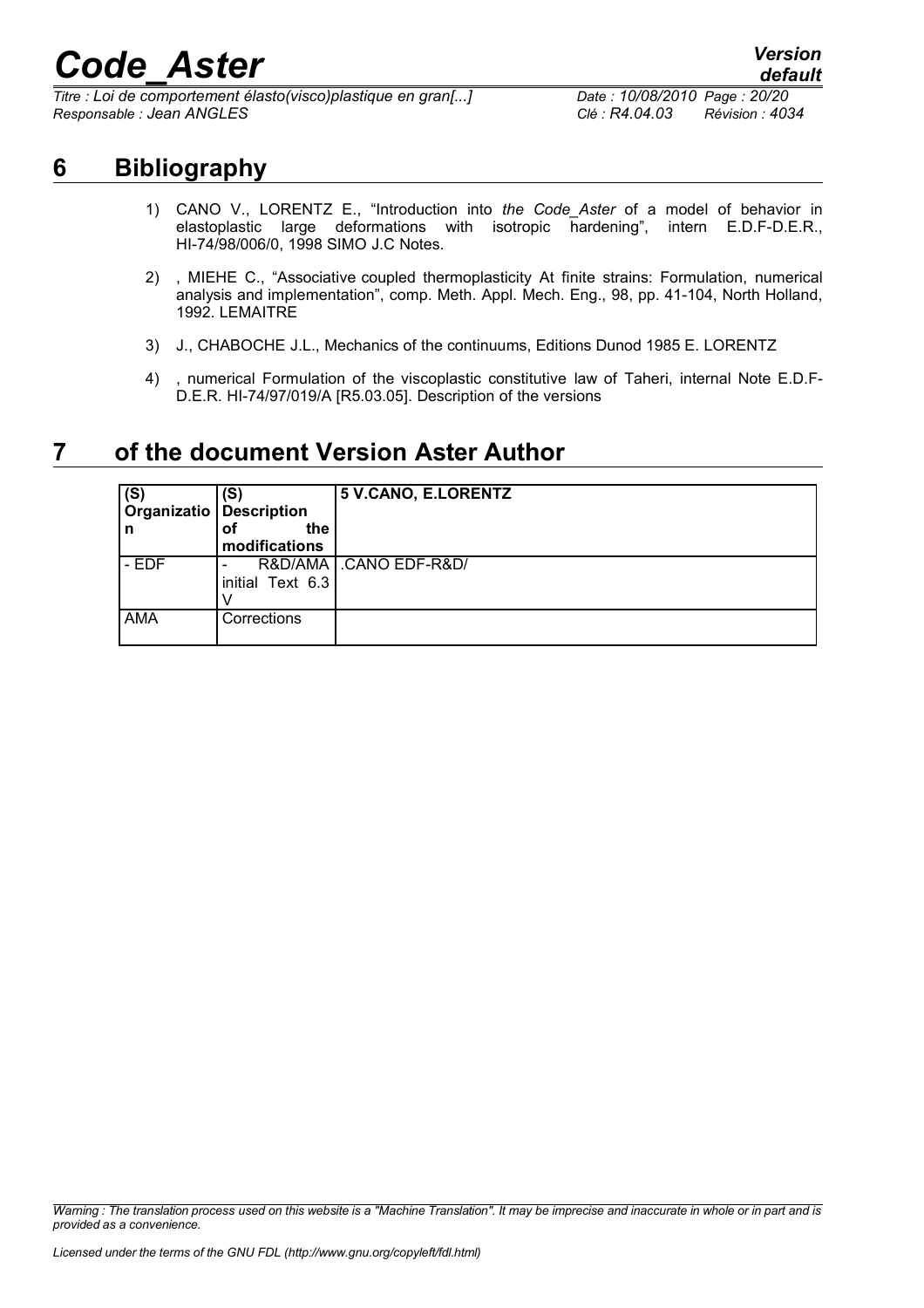## 6 Bibliography

1) CANO V., LORENTZ E., "Introduction into *the Code_Aster* of a model of behavior in elastoplastic large deformations with isotropic hardening", intern E.D.F-D.E.R., HI-74/98/006/0, 1998 SIMO J.C Notes.

2) , MIEHE C., "Associative coupled thermoplasticity At finite strains: Formulation, numerical analysis and implementation", comp. Meth. Appl. Mech. Eng., 98, pp. 41-104, North Holland, 1992. LEMAITRE

3) J., CHABOCHE J.L., Mechanics of the continuums, Editions Dunod 1985 E. LORENTZ

4) , numerical Formulation of the viscoplastic constitutive law of Taheri, internal Note E.D.F-D.E.R. HI-74/97/019/A [R5.03.05]. Description of the versions

## 7 of the document Version Aster Author

| (S) Organization | (S) Description of the modifications | 5 V.CANO, E.LORENTZ |
|---|---|---|
| - EDF | - R&D/AMA initial Text 6.3 V | .CANO EDF-R&D/ |
| AMA | Corrections | |